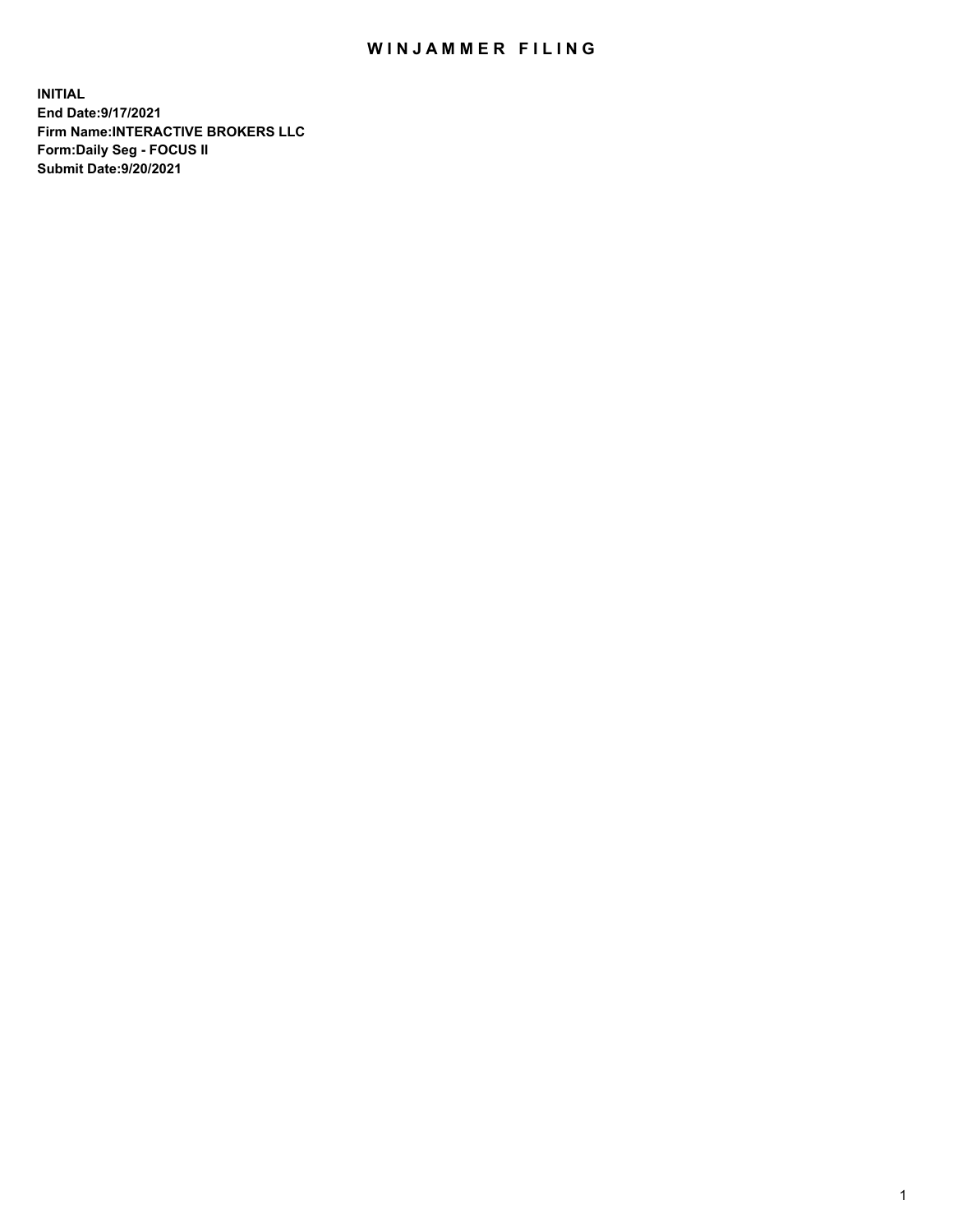# WINJAMMER FILING

**INITIAL**
**End Date:9/17/2021**
**Firm Name:INTERACTIVE BROKERS LLC**
**Form:Daily Seg - FOCUS II**
**Submit Date:9/20/2021**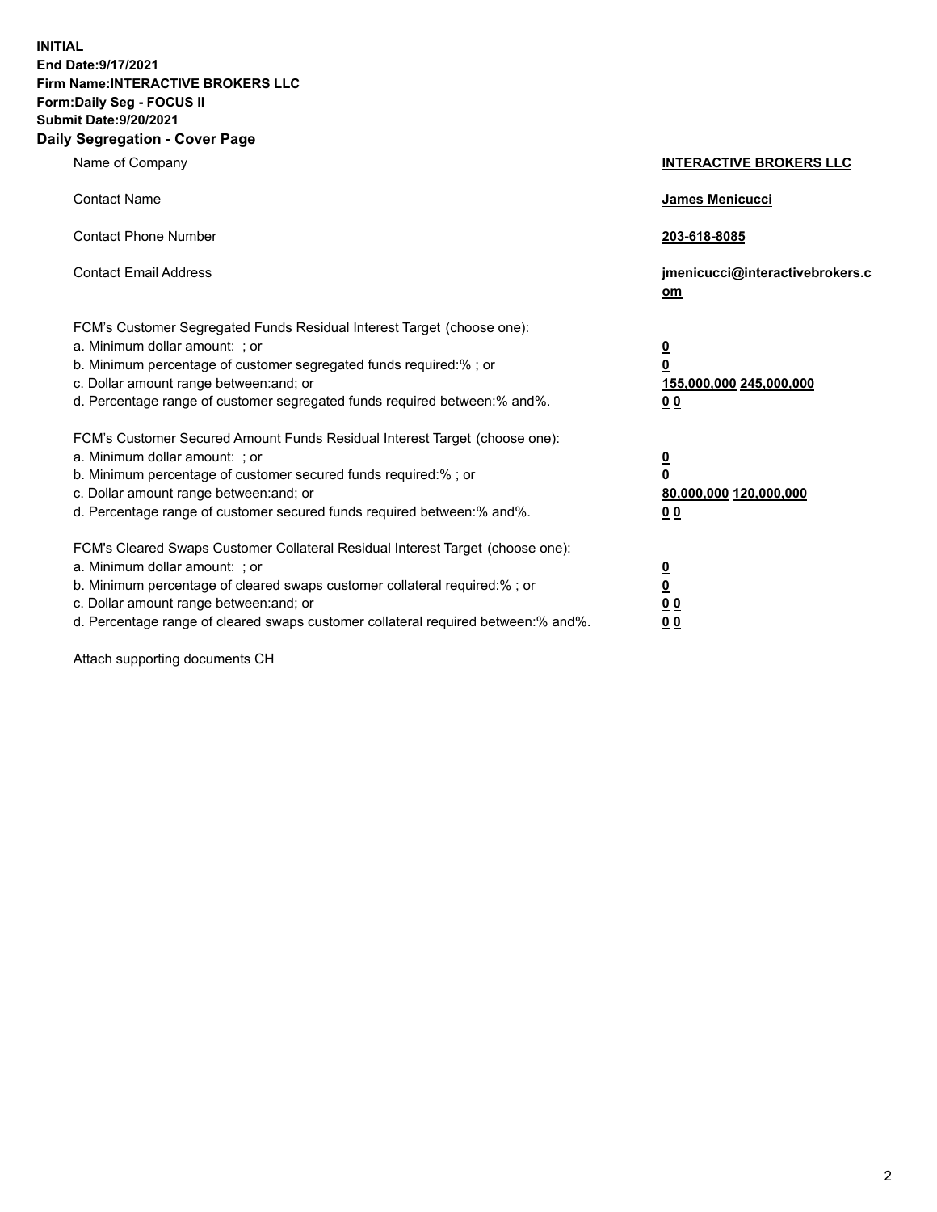**INITIAL**
**End Date:9/17/2021**
**Firm Name:INTERACTIVE BROKERS LLC**
**Form:Daily Seg - FOCUS II**
**Submit Date:9/20/2021**
**Daily Segregation - Cover Page**

| | |
|---|---|
| Name of Company | **INTERACTIVE BROKERS LLC** |
| Contact Name | **James Menicucci** |
| Contact Phone Number | **203-618-8085** |
| Contact Email Address | **jmenicucci@interactivebrokers.com** |
| FCM's Customer Segregated Funds Residual Interest Target (choose one): | |
| a. Minimum dollar amount: ; or | **0** |
| b. Minimum percentage of customer segregated funds required:% ; or | **0** |
| c. Dollar amount range between:and; or | **155,000,000 245,000,000** |
| d. Percentage range of customer segregated funds required between:% and%. | **0 0** |
| FCM's Customer Secured Amount Funds Residual Interest Target (choose one): | |
| a. Minimum dollar amount: ; or | **0** |
| b. Minimum percentage of customer secured funds required:% ; or | **0** |
| c. Dollar amount range between:and; or | **80,000,000 120,000,000** |
| d. Percentage range of customer secured funds required between:% and%. | **0 0** |
| FCM's Cleared Swaps Customer Collateral Residual Interest Target (choose one): | |
| a. Minimum dollar amount: ; or | **0** |
| b. Minimum percentage of cleared swaps customer collateral required:% ; or | **0** |
| c. Dollar amount range between:and; or | **0 0** |
| d. Percentage range of cleared swaps customer collateral required between:% and%. | **0 0** |

Attach supporting documents CH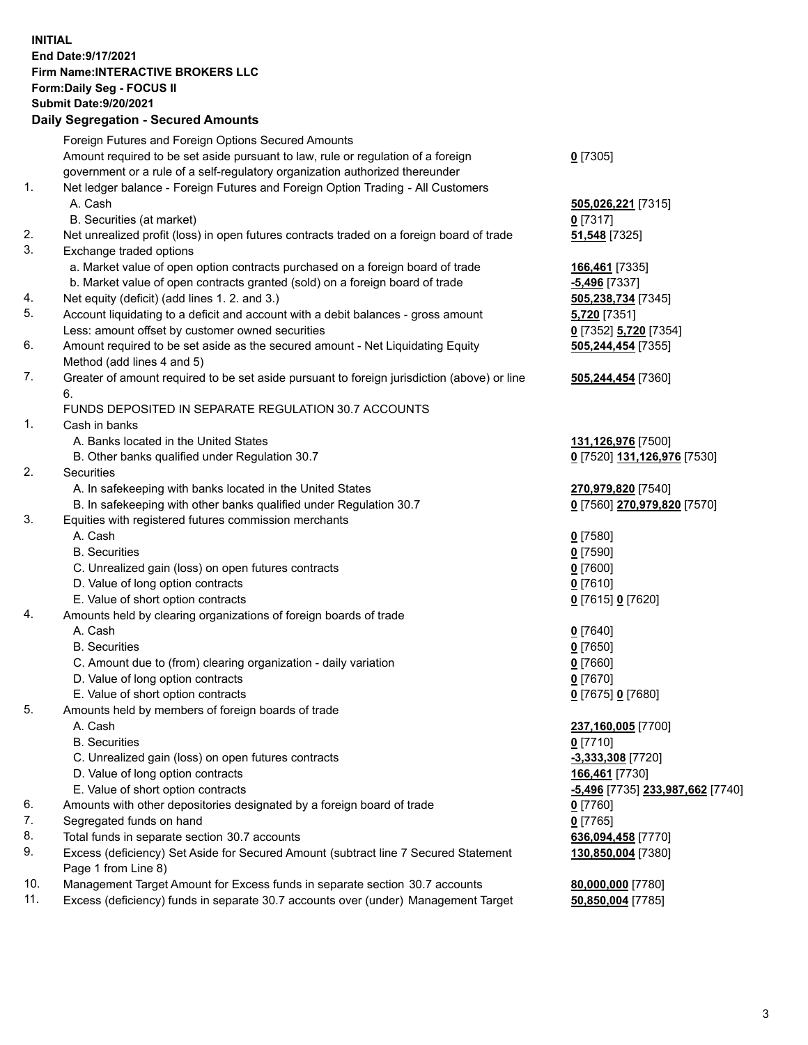**INITIAL**
**End Date:9/17/2021**
**Firm Name:INTERACTIVE BROKERS LLC**
**Form:Daily Seg - FOCUS II**
**Submit Date:9/20/2021**

**Daily Segregation - Secured Amounts**

| | | |
|---|---|---|
| | Foreign Futures and Foreign Options Secured Amounts | |
| | Amount required to be set aside pursuant to law, rule or regulation of a foreign government or a rule of a self-regulatory organization authorized thereunder | **0** [7305] |
| 1. | Net ledger balance - Foreign Futures and Foreign Option Trading - All Customers | |
| | A. Cash | **505,026,221** [7315] |
| | B. Securities (at market) | **0** [7317] |
| 2. | Net unrealized profit (loss) in open futures contracts traded on a foreign board of trade | **51,548** [7325] |
| 3. | Exchange traded options | |
| | a. Market value of open option contracts purchased on a foreign board of trade | **166,461** [7335] |
| | b. Market value of open contracts granted (sold) on a foreign board of trade | **-5,496** [7337] |
| 4. | Net equity (deficit) (add lines 1. 2. and 3.) | **505,238,734** [7345] |
| 5. | Account liquidating to a deficit and account with a debit balances - gross amount | **5,720** [7351] |
| | Less: amount offset by customer owned securities | **0** [7352] **5,720** [7354] |
| 6. | Amount required to be set aside as the secured amount - Net Liquidating Equity Method (add lines 4 and 5) | **505,244,454** [7355] |
| 7. | Greater of amount required to be set aside pursuant to foreign jurisdiction (above) or line 6. | **505,244,454** [7360] |
| | FUNDS DEPOSITED IN SEPARATE REGULATION 30.7 ACCOUNTS | |
| 1. | Cash in banks | |
| | A. Banks located in the United States | **131,126,976** [7500] |
| | B. Other banks qualified under Regulation 30.7 | **0** [7520] **131,126,976** [7530] |
| 2. | Securities | |
| | A. In safekeeping with banks located in the United States | **270,979,820** [7540] |
| | B. In safekeeping with other banks qualified under Regulation 30.7 | **0** [7560] **270,979,820** [7570] |
| 3. | Equities with registered futures commission merchants | |
| | A. Cash | **0** [7580] |
| | B. Securities | **0** [7590] |
| | C. Unrealized gain (loss) on open futures contracts | **0** [7600] |
| | D. Value of long option contracts | **0** [7610] |
| | E. Value of short option contracts | **0** [7615] **0** [7620] |
| 4. | Amounts held by clearing organizations of foreign boards of trade | |
| | A. Cash | **0** [7640] |
| | B. Securities | **0** [7650] |
| | C. Amount due to (from) clearing organization - daily variation | **0** [7660] |
| | D. Value of long option contracts | **0** [7670] |
| | E. Value of short option contracts | **0** [7675] **0** [7680] |
| 5. | Amounts held by members of foreign boards of trade | |
| | A. Cash | **237,160,005** [7700] |
| | B. Securities | **0** [7710] |
| | C. Unrealized gain (loss) on open futures contracts | **-3,333,308** [7720] |
| | D. Value of long option contracts | **166,461** [7730] |
| | E. Value of short option contracts | **-5,496** [7735] **233,987,662** [7740] |
| 6. | Amounts with other depositories designated by a foreign board of trade | **0** [7760] |
| 7. | Segregated funds on hand | **0** [7765] |
| 8. | Total funds in separate section 30.7 accounts | **636,094,458** [7770] |
| 9. | Excess (deficiency) Set Aside for Secured Amount (subtract line 7 Secured Statement Page 1 from Line 8) | **130,850,004** [7380] |
| 10. | Management Target Amount for Excess funds in separate section 30.7 accounts | **80,000,000** [7780] |
| 11. | Excess (deficiency) funds in separate 30.7 accounts over (under) Management Target | **50,850,004** [7785] |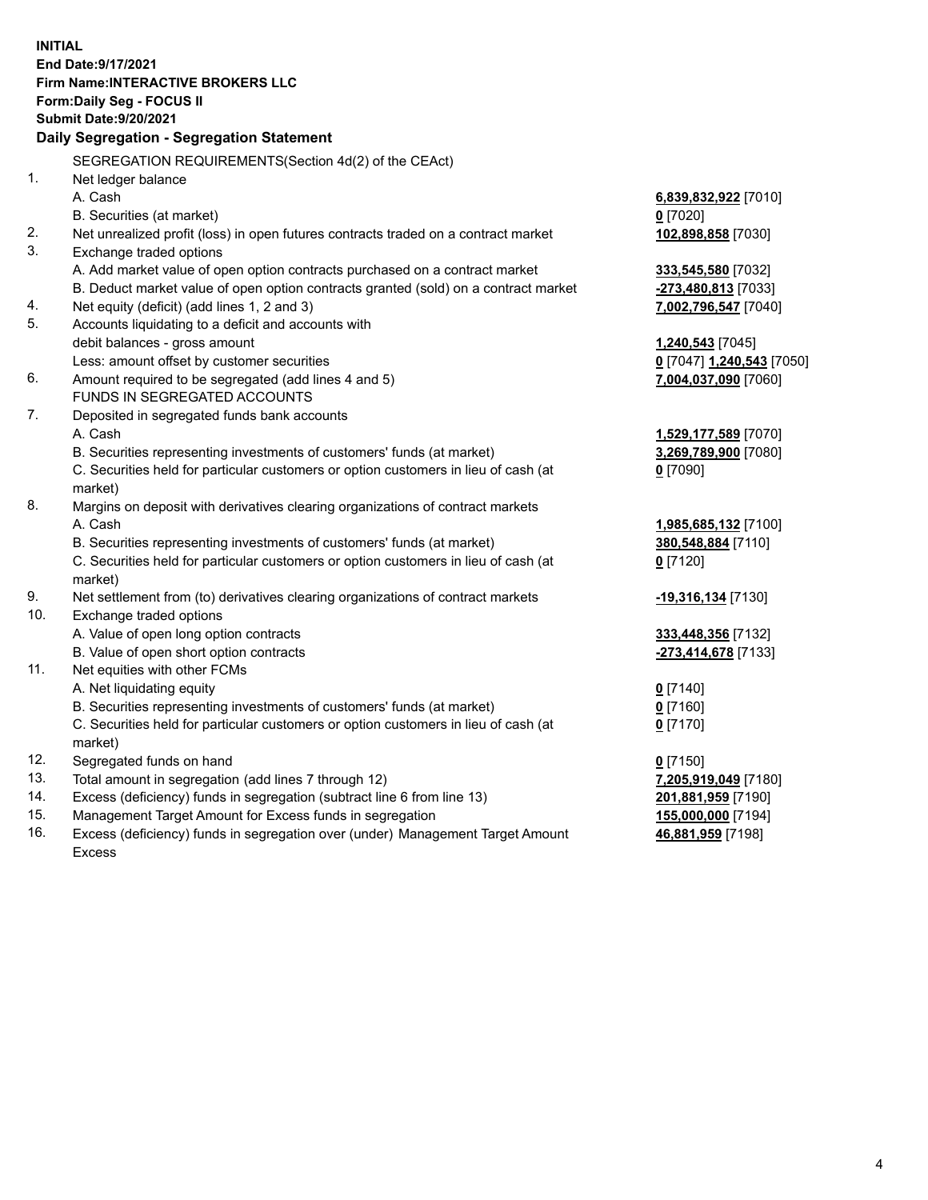**INITIAL**
**End Date:9/17/2021**
**Firm Name:INTERACTIVE BROKERS LLC**
**Form:Daily Seg - FOCUS II**
**Submit Date:9/20/2021**

### Daily Segregation - Segregation Statement

SEGREGATION REQUIREMENTS(Section 4d(2) of the CEAct)

| | | |
|---|---|---|
| 1. | Net ledger balance | |
| | A. Cash | **6,839,832,922** [7010] |
| | B. Securities (at market) | **0** [7020] |
| 2. | Net unrealized profit (loss) in open futures contracts traded on a contract market | **102,898,858** [7030] |
| 3. | Exchange traded options | |
| | A. Add market value of open option contracts purchased on a contract market | **333,545,580** [7032] |
| | B. Deduct market value of open option contracts granted (sold) on a contract market | **-273,480,813** [7033] |
| 4. | Net equity (deficit) (add lines 1, 2 and 3) | **7,002,796,547** [7040] |
| 5. | Accounts liquidating to a deficit and accounts with debit balances - gross amount | **1,240,543** [7045] |
| | Less: amount offset by customer securities | **0** [7047] **1,240,543** [7050] |
| 6. | Amount required to be segregated (add lines 4 and 5) | **7,004,037,090** [7060] |
| | FUNDS IN SEGREGATED ACCOUNTS | |
| 7. | Deposited in segregated funds bank accounts | |
| | A. Cash | **1,529,177,589** [7070] |
| | B. Securities representing investments of customers' funds (at market) | **3,269,789,900** [7080] |
| | C. Securities held for particular customers or option customers in lieu of cash (at market) | **0** [7090] |
| 8. | Margins on deposit with derivatives clearing organizations of contract markets | |
| | A. Cash | **1,985,685,132** [7100] |
| | B. Securities representing investments of customers' funds (at market) | **380,548,884** [7110] |
| | C. Securities held for particular customers or option customers in lieu of cash (at market) | **0** [7120] |
| 9. | Net settlement from (to) derivatives clearing organizations of contract markets | **-19,316,134** [7130] |
| 10. | Exchange traded options | |
| | A. Value of open long option contracts | **333,448,356** [7132] |
| | B. Value of open short option contracts | **-273,414,678** [7133] |
| 11. | Net equities with other FCMs | |
| | A. Net liquidating equity | **0** [7140] |
| | B. Securities representing investments of customers' funds (at market) | **0** [7160] |
| | C. Securities held for particular customers or option customers in lieu of cash (at market) | **0** [7170] |
| 12. | Segregated funds on hand | **0** [7150] |
| 13. | Total amount in segregation (add lines 7 through 12) | **7,205,919,049** [7180] |
| 14. | Excess (deficiency) funds in segregation (subtract line 6 from line 13) | **201,881,959** [7190] |
| 15. | Management Target Amount for Excess funds in segregation | **155,000,000** [7194] |
| 16. | Excess (deficiency) funds in segregation over (under) Management Target Amount Excess | **46,881,959** [7198] |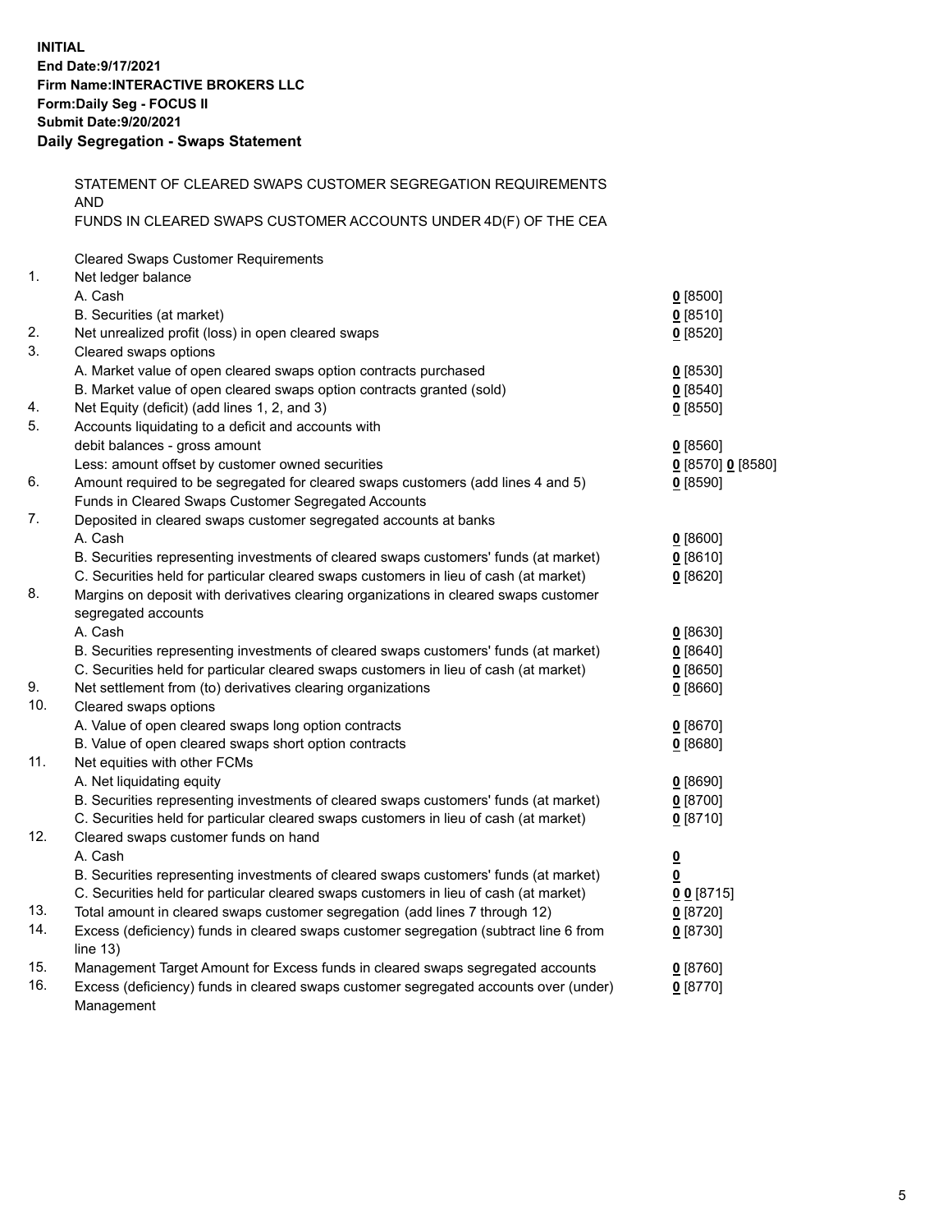**INITIAL**
**End Date:9/17/2021**
**Firm Name:INTERACTIVE BROKERS LLC**
**Form:Daily Seg - FOCUS II**
**Submit Date:9/20/2021**
**Daily Segregation - Swaps Statement**

STATEMENT OF CLEARED SWAPS CUSTOMER SEGREGATION REQUIREMENTS AND FUNDS IN CLEARED SWAPS CUSTOMER ACCOUNTS UNDER 4D(F) OF THE CEA

| | | |
|---|---|---|
| | Cleared Swaps Customer Requirements | |
| 1. | Net ledger balance | |
| | A. Cash | 0 [8500] |
| | B. Securities (at market) | 0 [8510] |
| 2. | Net unrealized profit (loss) in open cleared swaps | 0 [8520] |
| 3. | Cleared swaps options | |
| | A. Market value of open cleared swaps option contracts purchased | 0 [8530] |
| | B. Market value of open cleared swaps option contracts granted (sold) | 0 [8540] |
| 4. | Net Equity (deficit) (add lines 1, 2, and 3) | 0 [8550] |
| 5. | Accounts liquidating to a deficit and accounts with debit balances - gross amount | 0 [8560] |
| | Less: amount offset by customer owned securities | 0 [8570] 0 [8580] |
| 6. | Amount required to be segregated for cleared swaps customers (add lines 4 and 5) | 0 [8590] |
| | Funds in Cleared Swaps Customer Segregated Accounts | |
| 7. | Deposited in cleared swaps customer segregated accounts at banks | |
| | A. Cash | 0 [8600] |
| | B. Securities representing investments of cleared swaps customers' funds (at market) | 0 [8610] |
| | C. Securities held for particular cleared swaps customers in lieu of cash (at market) | 0 [8620] |
| 8. | Margins on deposit with derivatives clearing organizations in cleared swaps customer segregated accounts | |
| | A. Cash | 0 [8630] |
| | B. Securities representing investments of cleared swaps customers' funds (at market) | 0 [8640] |
| | C. Securities held for particular cleared swaps customers in lieu of cash (at market) | 0 [8650] |
| 9. | Net settlement from (to) derivatives clearing organizations | 0 [8660] |
| 10. | Cleared swaps options | |
| | A. Value of open cleared swaps long option contracts | 0 [8670] |
| | B. Value of open cleared swaps short option contracts | 0 [8680] |
| 11. | Net equities with other FCMs | |
| | A. Net liquidating equity | 0 [8690] |
| | B. Securities representing investments of cleared swaps customers' funds (at market) | 0 [8700] |
| | C. Securities held for particular cleared swaps customers in lieu of cash (at market) | 0 [8710] |
| 12. | Cleared swaps customer funds on hand | |
| | A. Cash | 0 |
| | B. Securities representing investments of cleared swaps customers' funds (at market) | 0 |
| | C. Securities held for particular cleared swaps customers in lieu of cash (at market) | 0 0 [8715] |
| 13. | Total amount in cleared swaps customer segregation (add lines 7 through 12) | 0 [8720] |
| 14. | Excess (deficiency) funds in cleared swaps customer segregation (subtract line 6 from line 13) | 0 [8730] |
| 15. | Management Target Amount for Excess funds in cleared swaps segregated accounts | 0 [8760] |
| 16. | Excess (deficiency) funds in cleared swaps customer segregated accounts over (under) Management | 0 [8770] |